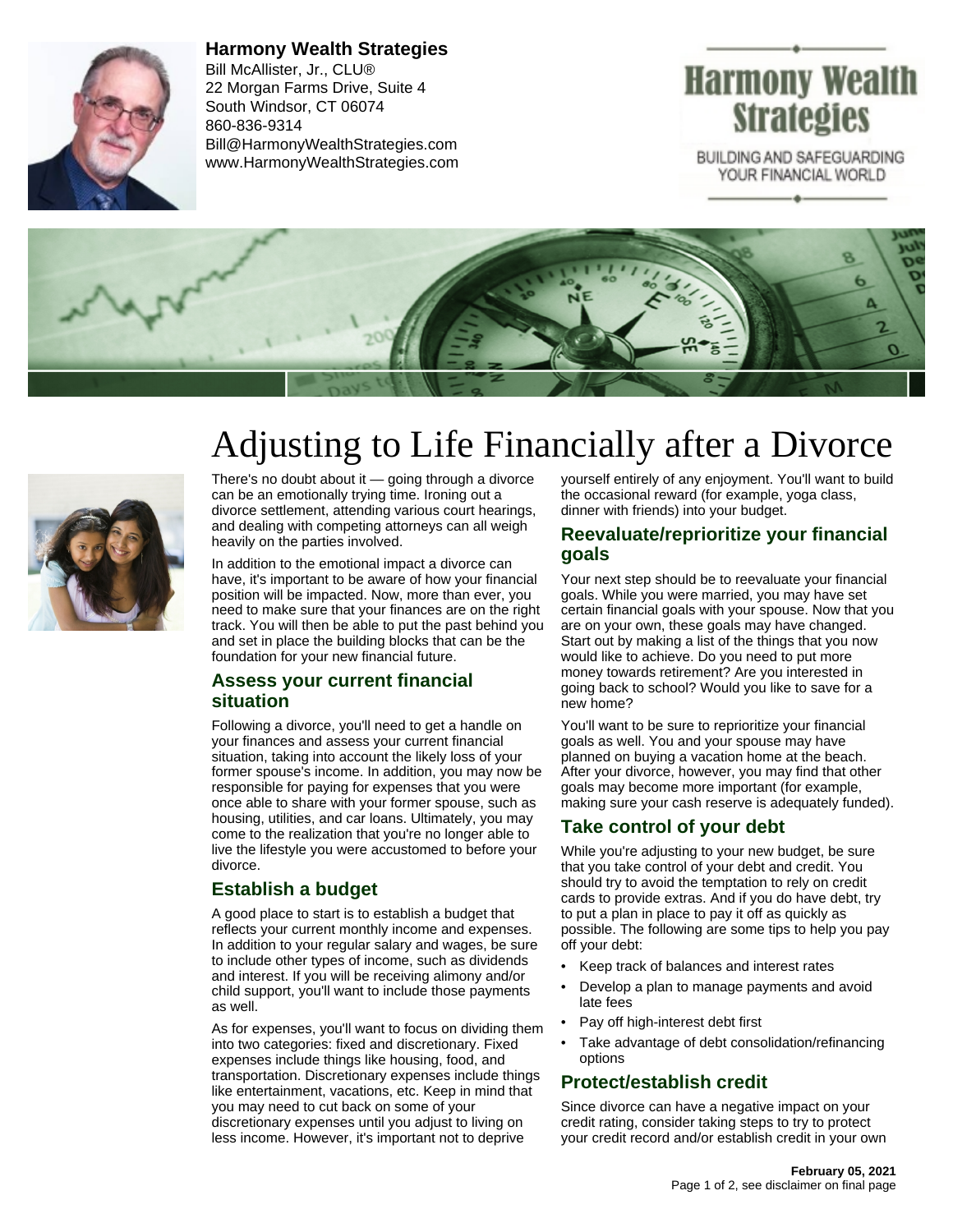**Harmony Wealth Strategies**
Bill McAllister, Jr., CLU®
22 Morgan Farms Drive, Suite 4
South Windsor, CT 06074
860-836-9314
Bill@HarmonyWealthStrategies.com
www.HarmonyWealthStrategies.com

Harmony Wealth Strategies

BUILDING AND SAFEGUARDING YOUR FINANCIAL WORLD

# Adjusting to Life Financially after a Divorce

There's no doubt about it — going through a divorce can be an emotionally trying time. Ironing out a divorce settlement, attending various court hearings, and dealing with competing attorneys can all weigh heavily on the parties involved.

In addition to the emotional impact a divorce can have, it's important to be aware of how your financial position will be impacted. Now, more than ever, you need to make sure that your finances are on the right track. You will then be able to put the past behind you and set in place the building blocks that can be the foundation for your new financial future.

## Assess your current financial situation

Following a divorce, you'll need to get a handle on your finances and assess your current financial situation, taking into account the likely loss of your former spouse's income. In addition, you may now be responsible for paying for expenses that you were once able to share with your former spouse, such as housing, utilities, and car loans. Ultimately, you may come to the realization that you're no longer able to live the lifestyle you were accustomed to before your divorce.

## Establish a budget

A good place to start is to establish a budget that reflects your current monthly income and expenses. In addition to your regular salary and wages, be sure to include other types of income, such as dividends and interest. If you will be receiving alimony and/or child support, you'll want to include those payments as well.

As for expenses, you'll want to focus on dividing them into two categories: fixed and discretionary. Fixed expenses include things like housing, food, and transportation. Discretionary expenses include things like entertainment, vacations, etc. Keep in mind that you may need to cut back on some of your discretionary expenses until you adjust to living on less income. However, it's important not to deprive yourself entirely of any enjoyment. You'll want to build the occasional reward (for example, yoga class, dinner with friends) into your budget.

## Reevaluate/reprioritize your financial goals

Your next step should be to reevaluate your financial goals. While you were married, you may have set certain financial goals with your spouse. Now that you are on your own, these goals may have changed. Start out by making a list of the things that you now would like to achieve. Do you need to put more money towards retirement? Are you interested in going back to school? Would you like to save for a new home?

You'll want to be sure to reprioritize your financial goals as well. You and your spouse may have planned on buying a vacation home at the beach. After your divorce, however, you may find that other goals may become more important (for example, making sure your cash reserve is adequately funded).

## Take control of your debt

While you're adjusting to your new budget, be sure that you take control of your debt and credit. You should try to avoid the temptation to rely on credit cards to provide extras. And if you do have debt, try to put a plan in place to pay it off as quickly as possible. The following are some tips to help you pay off your debt:

- Keep track of balances and interest rates
- Develop a plan to manage payments and avoid late fees
- Pay off high-interest debt first
- Take advantage of debt consolidation/refinancing options

## Protect/establish credit

Since divorce can have a negative impact on your credit rating, consider taking steps to try to protect your credit record and/or establish credit in your own

February 05, 2021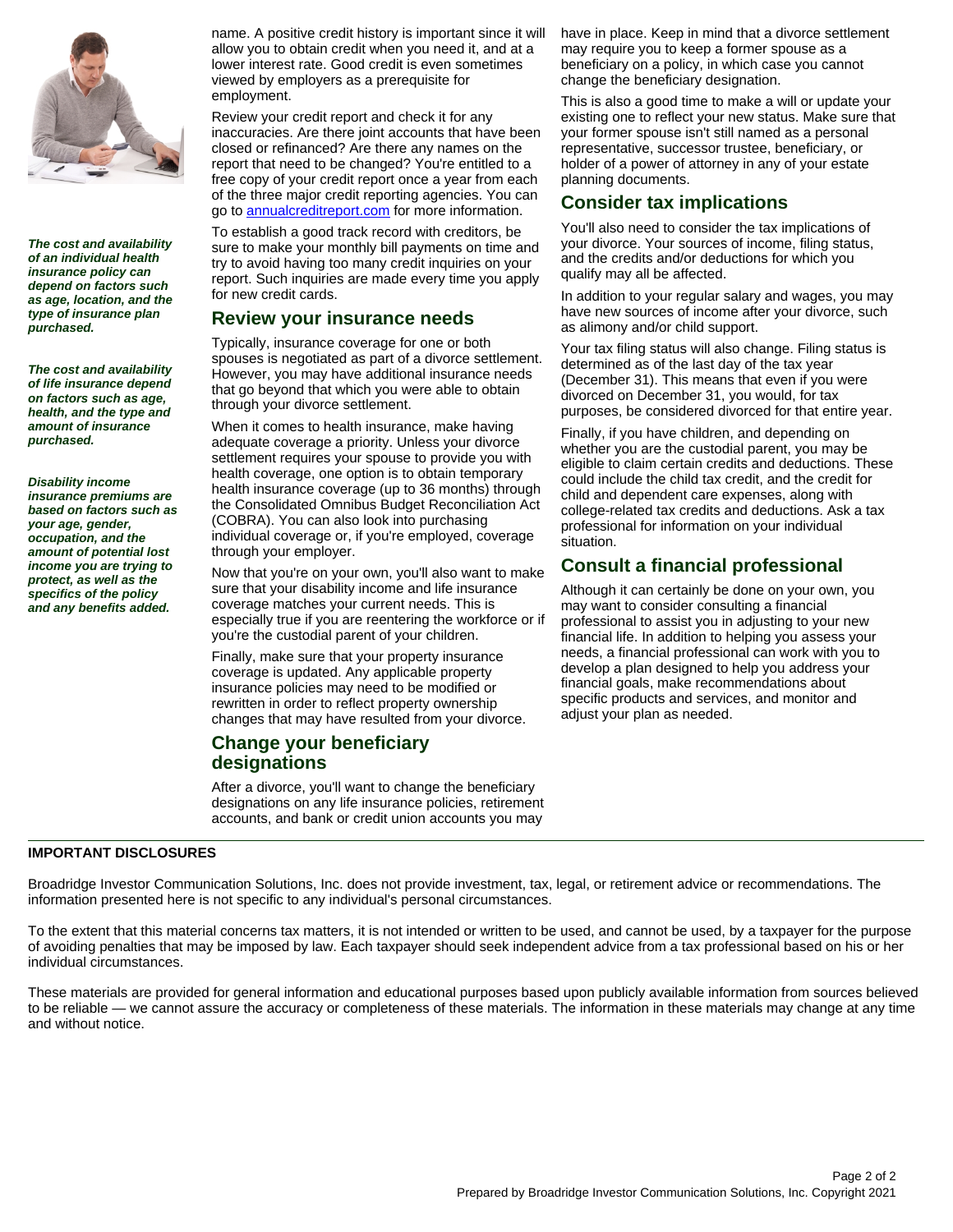*The cost and availability of an individual health insurance policy can depend on factors such as age, location, and the type of insurance plan purchased.*

*The cost and availability of life insurance depend on factors such as age, health, and the type and amount of insurance purchased.*

*Disability income insurance premiums are based on factors such as your age, gender, occupation, and the amount of potential lost income you are trying to protect, as well as the specifics of the policy and any benefits added.*

name. A positive credit history is important since it will allow you to obtain credit when you need it, and at a lower interest rate. Good credit is even sometimes viewed by employers as a prerequisite for employment.

Review your credit report and check it for any inaccuracies. Are there joint accounts that have been closed or refinanced? Are there any names on the report that need to be changed? You're entitled to a free copy of your credit report once a year from each of the three major credit reporting agencies. You can go to [annualcreditreport.com](annualcreditreport.com) for more information.

To establish a good track record with creditors, be sure to make your monthly bill payments on time and try to avoid having too many credit inquiries on your report. Such inquiries are made every time you apply for new credit cards.

## Review your insurance needs

Typically, insurance coverage for one or both spouses is negotiated as part of a divorce settlement. However, you may have additional insurance needs that go beyond that which you were able to obtain through your divorce settlement.

When it comes to health insurance, make having adequate coverage a priority. Unless your divorce settlement requires your spouse to provide you with health coverage, one option is to obtain temporary health insurance coverage (up to 36 months) through the Consolidated Omnibus Budget Reconciliation Act (COBRA). You can also look into purchasing individual coverage or, if you're employed, coverage through your employer.

Now that you're on your own, you'll also want to make sure that your disability income and life insurance coverage matches your current needs. This is especially true if you are reentering the workforce or if you're the custodial parent of your children.

Finally, make sure that your property insurance coverage is updated. Any applicable property insurance policies may need to be modified or rewritten in order to reflect property ownership changes that may have resulted from your divorce.

## Change your beneficiary designations

After a divorce, you'll want to change the beneficiary designations on any life insurance policies, retirement accounts, and bank or credit union accounts you may have in place. Keep in mind that a divorce settlement may require you to keep a former spouse as a beneficiary on a policy, in which case you cannot change the beneficiary designation.

This is also a good time to make a will or update your existing one to reflect your new status. Make sure that your former spouse isn't still named as a personal representative, successor trustee, beneficiary, or holder of a power of attorney in any of your estate planning documents.

## Consider tax implications

You'll also need to consider the tax implications of your divorce. Your sources of income, filing status, and the credits and/or deductions for which you qualify may all be affected.

In addition to your regular salary and wages, you may have new sources of income after your divorce, such as alimony and/or child support.

Your tax filing status will also change. Filing status is determined as of the last day of the tax year (December 31). This means that even if you were divorced on December 31, you would, for tax purposes, be considered divorced for that entire year.

Finally, if you have children, and depending on whether you are the custodial parent, you may be eligible to claim certain credits and deductions. These could include the child tax credit, and the credit for child and dependent care expenses, along with college-related tax credits and deductions. Ask a tax professional for information on your individual situation.

## Consult a financial professional

Although it can certainly be done on your own, you may want to consider consulting a financial professional to assist you in adjusting to your new financial life. In addition to helping you assess your needs, a financial professional can work with you to develop a plan designed to help you address your financial goals, make recommendations about specific products and services, and monitor and adjust your plan as needed.

---

**IMPORTANT DISCLOSURES**

Broadridge Investor Communication Solutions, Inc. does not provide investment, tax, legal, or retirement advice or recommendations. The information presented here is not specific to any individual's personal circumstances.

To the extent that this material concerns tax matters, it is not intended or written to be used, and cannot be used, by a taxpayer for the purpose of avoiding penalties that may be imposed by law. Each taxpayer should seek independent advice from a tax professional based on his or her individual circumstances.

These materials are provided for general information and educational purposes based upon publicly available information from sources believed to be reliable — we cannot assure the accuracy or completeness of these materials. The information in these materials may change at any time and without notice.

Prepared by Broadridge Investor Communication Solutions, Inc. Copyright 2021